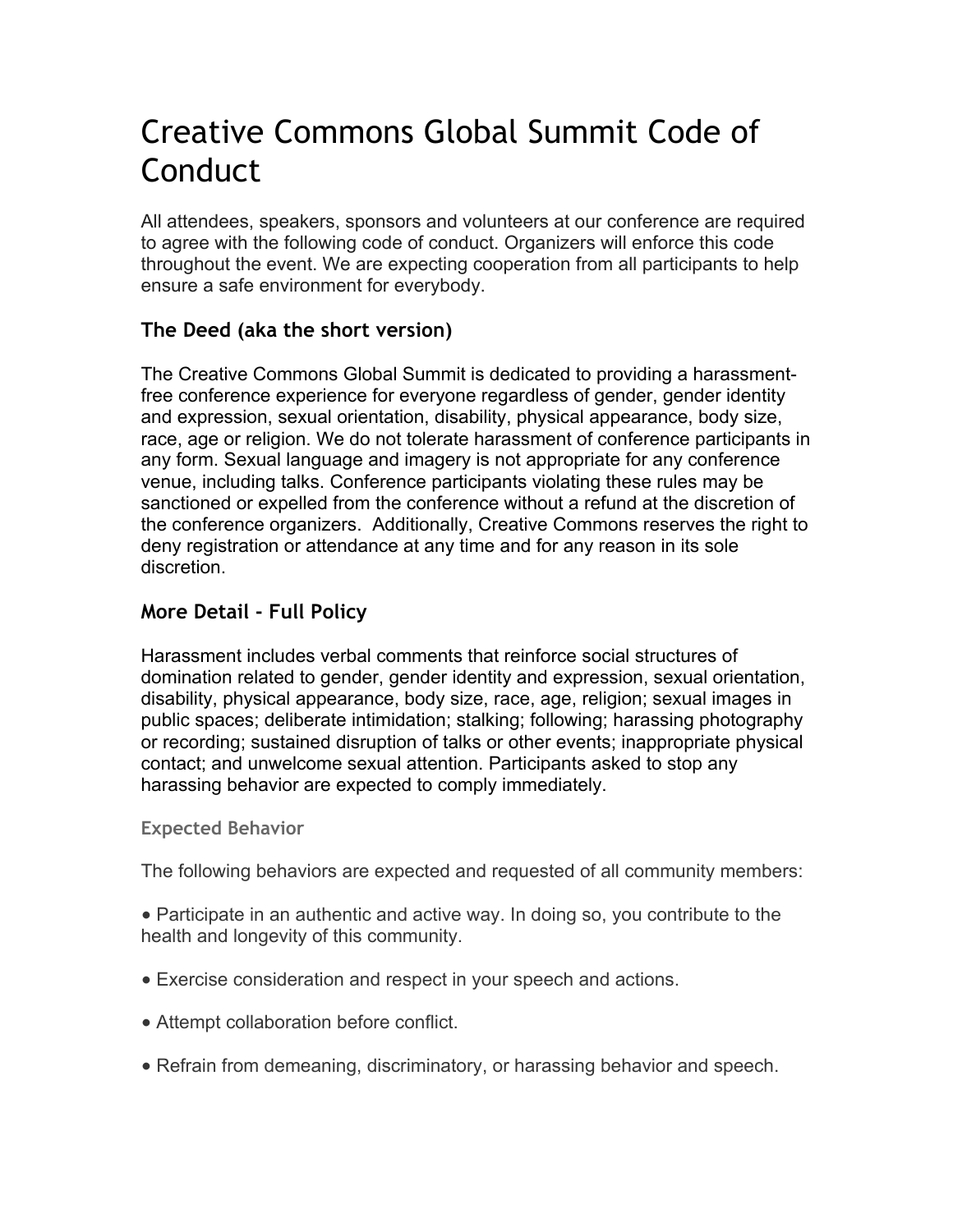# Creative Commons Global Summit Code of Conduct

All attendees, speakers, sponsors and volunteers at our conference are required to agree with the following code of conduct. Organizers will enforce this code throughout the event. We are expecting cooperation from all participants to help ensure a safe environment for everybody.

## The Deed (aka the short version)

The Creative Commons Global Summit is dedicated to providing a harassment-free conference experience for everyone regardless of gender, gender identity and expression, sexual orientation, disability, physical appearance, body size, race, age or religion. We do not tolerate harassment of conference participants in any form. Sexual language and imagery is not appropriate for any conference venue, including talks. Conference participants violating these rules may be sanctioned or expelled from the conference without a refund at the discretion of the conference organizers. Additionally, Creative Commons reserves the right to deny registration or attendance at any time and for any reason in its sole discretion.

## More Detail - Full Policy

Harassment includes verbal comments that reinforce social structures of domination related to gender, gender identity and expression, sexual orientation, disability, physical appearance, body size, race, age, religion; sexual images in public spaces; deliberate intimidation; stalking; following; harassing photography or recording; sustained disruption of talks or other events; inappropriate physical contact; and unwelcome sexual attention. Participants asked to stop any harassing behavior are expected to comply immediately.

### Expected Behavior

The following behaviors are expected and requested of all community members:

- Participate in an authentic and active way. In doing so, you contribute to the health and longevity of this community.
- Exercise consideration and respect in your speech and actions.
- Attempt collaboration before conflict.
- Refrain from demeaning, discriminatory, or harassing behavior and speech.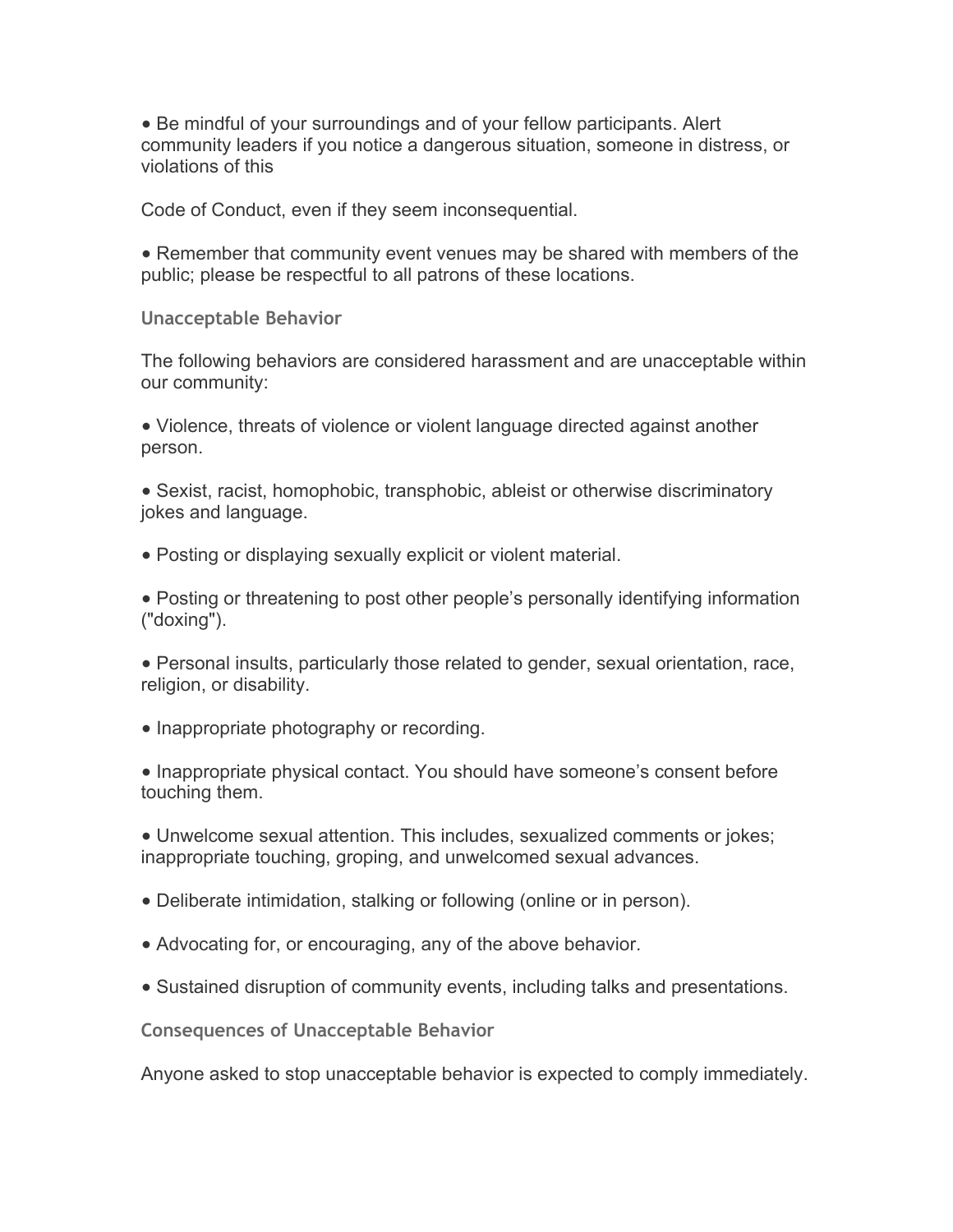- Be mindful of your surroundings and of your fellow participants. Alert community leaders if you notice a dangerous situation, someone in distress, or violations of this

Code of Conduct, even if they seem inconsequential.

- Remember that community event venues may be shared with members of the public; please be respectful to all patrons of these locations.

### Unacceptable Behavior

The following behaviors are considered harassment and are unacceptable within our community:

- Violence, threats of violence or violent language directed against another person.
- Sexist, racist, homophobic, transphobic, ableist or otherwise discriminatory jokes and language.
- Posting or displaying sexually explicit or violent material.
- Posting or threatening to post other people's personally identifying information ("doxing").
- Personal insults, particularly those related to gender, sexual orientation, race, religion, or disability.
- Inappropriate photography or recording.
- Inappropriate physical contact. You should have someone's consent before touching them.
- Unwelcome sexual attention. This includes, sexualized comments or jokes; inappropriate touching, groping, and unwelcomed sexual advances.
- Deliberate intimidation, stalking or following (online or in person).
- Advocating for, or encouraging, any of the above behavior.
- Sustained disruption of community events, including talks and presentations.

### Consequences of Unacceptable Behavior

Anyone asked to stop unacceptable behavior is expected to comply immediately.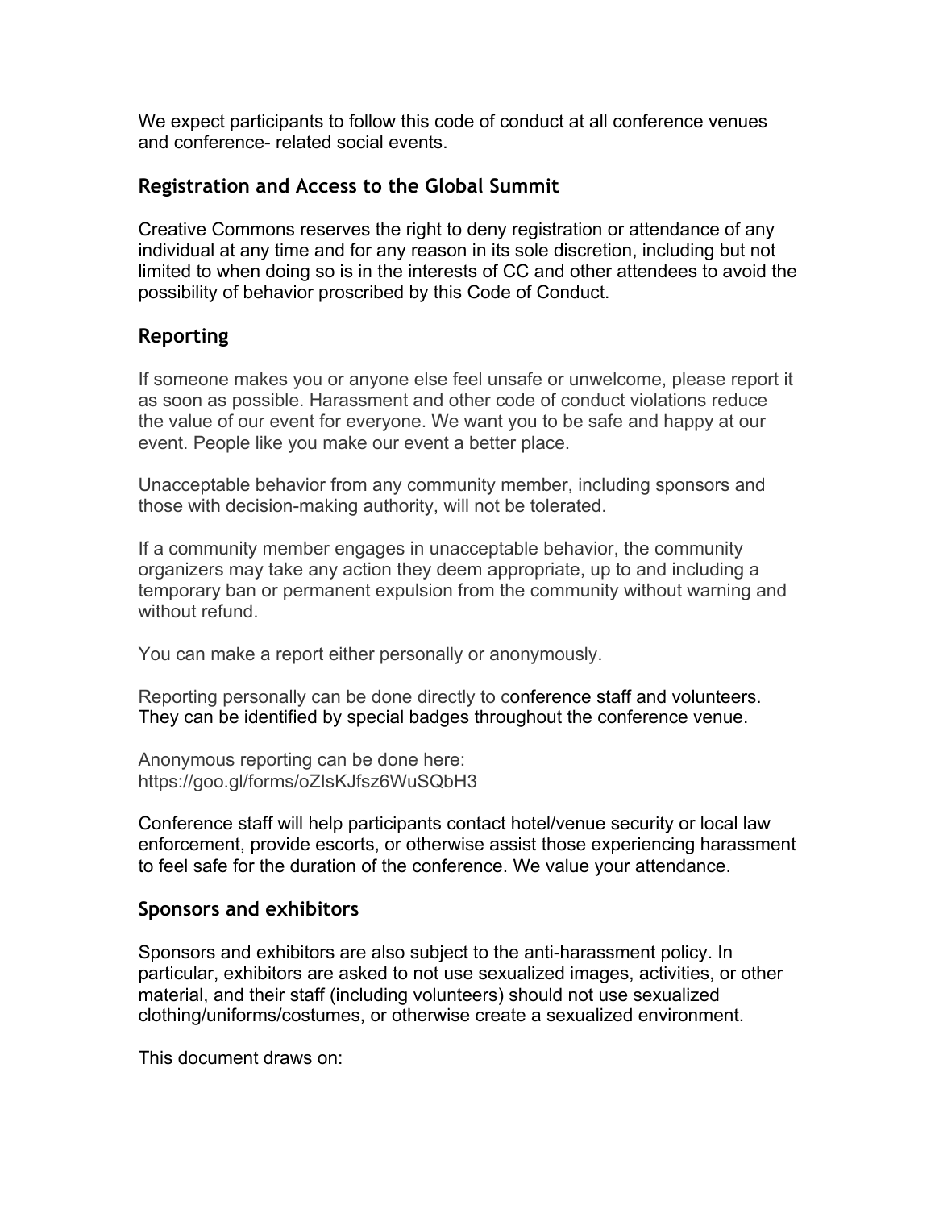We expect participants to follow this code of conduct at all conference venues and conference- related social events.

## Registration and Access to the Global Summit

Creative Commons reserves the right to deny registration or attendance of any individual at any time and for any reason in its sole discretion, including but not limited to when doing so is in the interests of CC and other attendees to avoid the possibility of behavior proscribed by this Code of Conduct.

## Reporting

If someone makes you or anyone else feel unsafe or unwelcome, please report it as soon as possible. Harassment and other code of conduct violations reduce the value of our event for everyone. We want you to be safe and happy at our event. People like you make our event a better place.

Unacceptable behavior from any community member, including sponsors and those with decision-making authority, will not be tolerated.

If a community member engages in unacceptable behavior, the community organizers may take any action they deem appropriate, up to and including a temporary ban or permanent expulsion from the community without warning and without refund.

You can make a report either personally or anonymously.

Reporting personally can be done directly to conference staff and volunteers. They can be identified by special badges throughout the conference venue.

Anonymous reporting can be done here:
https://goo.gl/forms/oZIsKJfsz6WuSQbH3

Conference staff will help participants contact hotel/venue security or local law enforcement, provide escorts, or otherwise assist those experiencing harassment to feel safe for the duration of the conference. We value your attendance.

## Sponsors and exhibitors

Sponsors and exhibitors are also subject to the anti-harassment policy. In particular, exhibitors are asked to not use sexualized images, activities, or other material, and their staff (including volunteers) should not use sexualized clothing/uniforms/costumes, or otherwise create a sexualized environment.

This document draws on: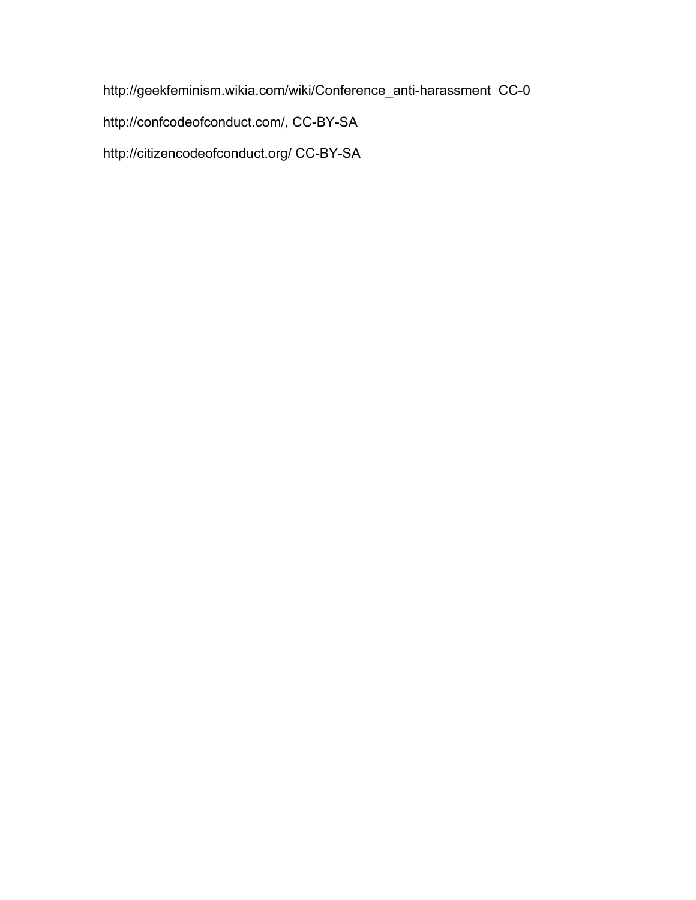http://geekfeminism.wikia.com/wiki/Conference_anti-harassment CC-0

http://confcodeofconduct.com/, CC-BY-SA

http://citizencodeofconduct.org/ CC-BY-SA